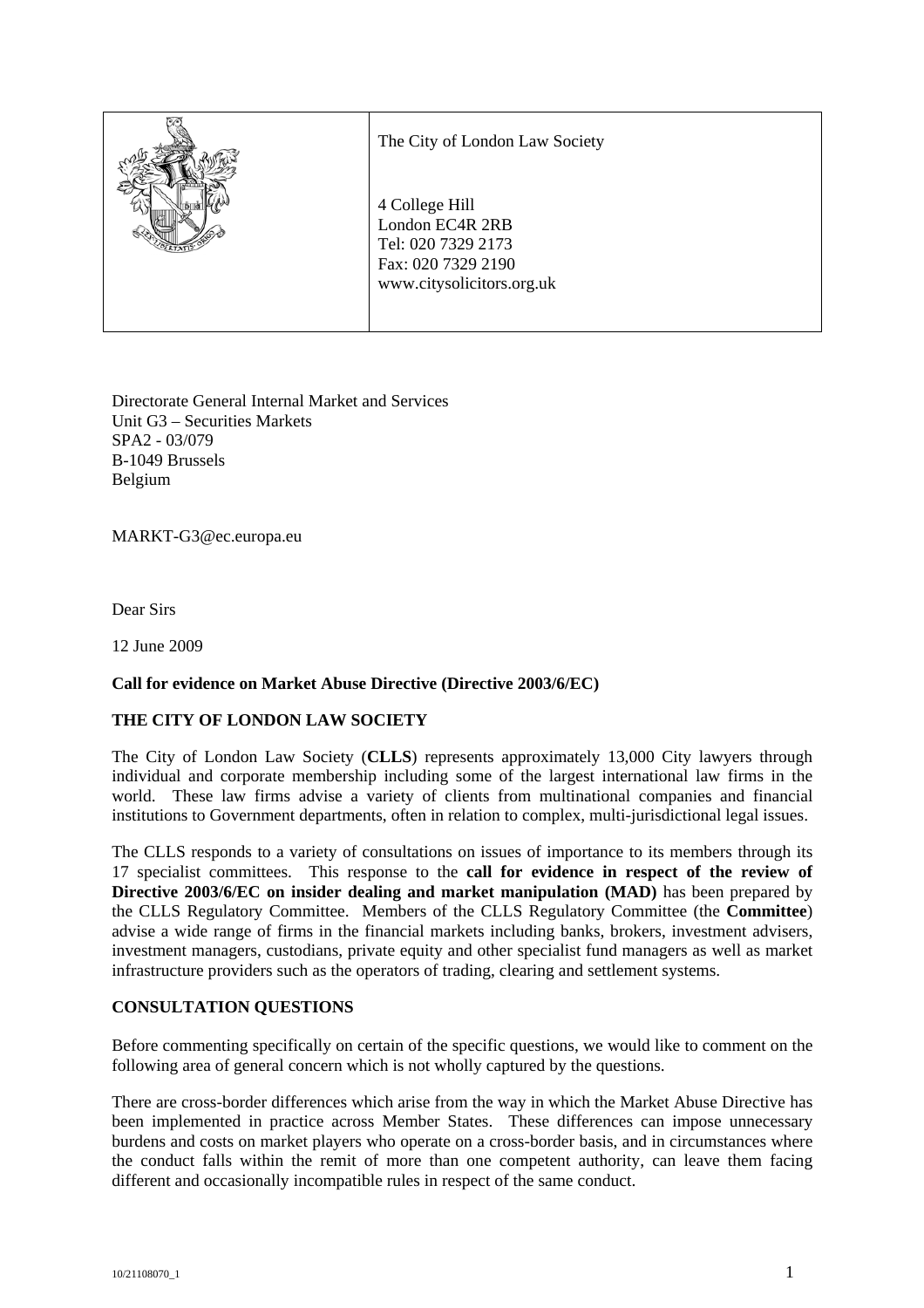The City of London Law Society

4 College Hill
London EC4R 2RB
Tel: 020 7329 2173
Fax: 020 7329 2190
www.citysolicitors.org.uk

Directorate General Internal Market and Services
Unit G3 – Securities Markets
SPA2 - 03/079
B-1049 Brussels
Belgium

MARKT-G3@ec.europa.eu

Dear Sirs

12 June 2009

**Call for evidence on Market Abuse Directive (Directive 2003/6/EC)**

**THE CITY OF LONDON LAW SOCIETY**

The City of London Law Society (**CLLS**) represents approximately 13,000 City lawyers through individual and corporate membership including some of the largest international law firms in the world. These law firms advise a variety of clients from multinational companies and financial institutions to Government departments, often in relation to complex, multi-jurisdictional legal issues.

The CLLS responds to a variety of consultations on issues of importance to its members through its 17 specialist committees. This response to the **call for evidence in respect of the review of Directive 2003/6/EC on insider dealing and market manipulation (MAD)** has been prepared by the CLLS Regulatory Committee. Members of the CLLS Regulatory Committee (the **Committee**) advise a wide range of firms in the financial markets including banks, brokers, investment advisers, investment managers, custodians, private equity and other specialist fund managers as well as market infrastructure providers such as the operators of trading, clearing and settlement systems.

**CONSULTATION QUESTIONS**

Before commenting specifically on certain of the specific questions, we would like to comment on the following area of general concern which is not wholly captured by the questions.

There are cross-border differences which arise from the way in which the Market Abuse Directive has been implemented in practice across Member States. These differences can impose unnecessary burdens and costs on market players who operate on a cross-border basis, and in circumstances where the conduct falls within the remit of more than one competent authority, can leave them facing different and occasionally incompatible rules in respect of the same conduct.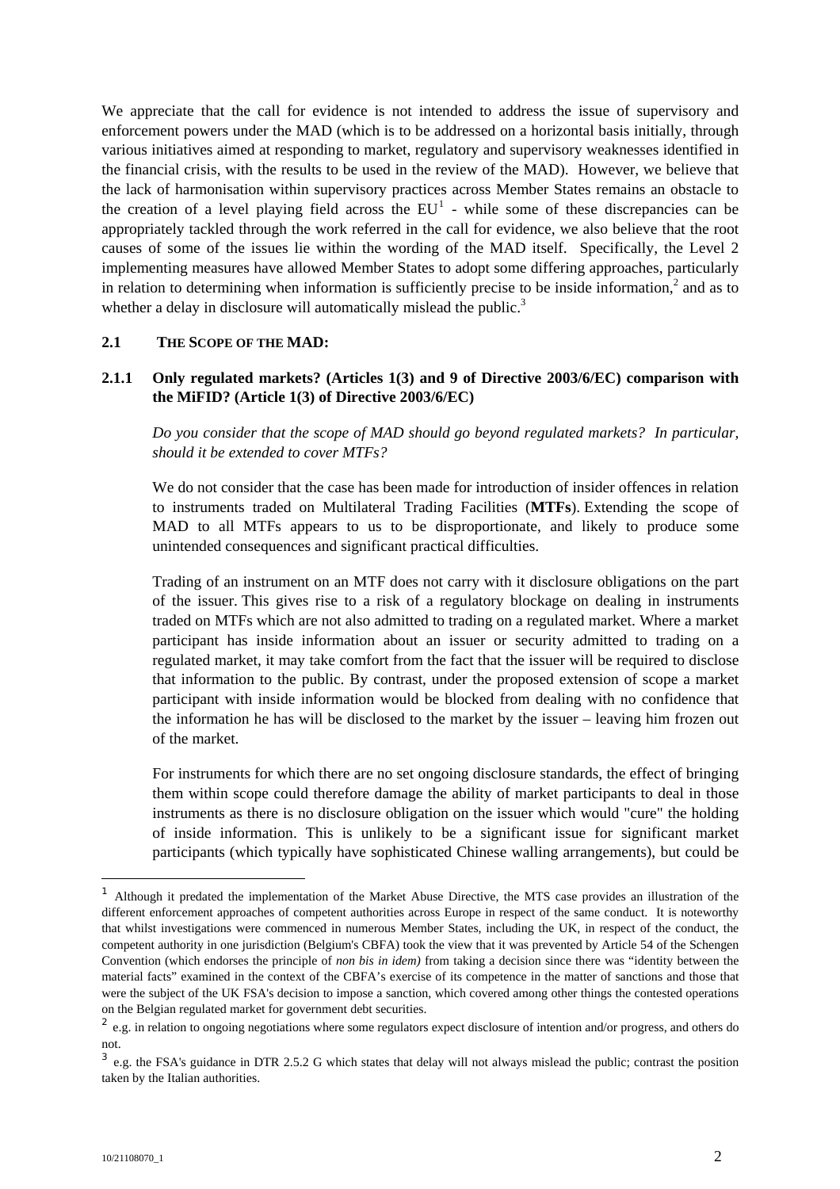We appreciate that the call for evidence is not intended to address the issue of supervisory and enforcement powers under the MAD (which is to be addressed on a horizontal basis initially, through various initiatives aimed at responding to market, regulatory and supervisory weaknesses identified in the financial crisis, with the results to be used in the review of the MAD). However, we believe that the lack of harmonisation within supervisory practices across Member States remains an obstacle to the creation of a level playing field across the EU[1] - while some of these discrepancies can be appropriately tackled through the work referred in the call for evidence, we also believe that the root causes of some of the issues lie within the wording of the MAD itself. Specifically, the Level 2 implementing measures have allowed Member States to adopt some differing approaches, particularly in relation to determining when information is sufficiently precise to be inside information,[2] and as to whether a delay in disclosure will automatically mislead the public.[3]

## 2.1 THE SCOPE OF THE MAD:

### 2.1.1 Only regulated markets? (Articles 1(3) and 9 of Directive 2003/6/EC) comparison with the MiFID? (Article 1(3) of Directive 2003/6/EC)

*Do you consider that the scope of MAD should go beyond regulated markets? In particular, should it be extended to cover MTFs?*

We do not consider that the case has been made for introduction of insider offences in relation to instruments traded on Multilateral Trading Facilities (**MTFs**). Extending the scope of MAD to all MTFs appears to us to be disproportionate, and likely to produce some unintended consequences and significant practical difficulties.

Trading of an instrument on an MTF does not carry with it disclosure obligations on the part of the issuer. This gives rise to a risk of a regulatory blockage on dealing in instruments traded on MTFs which are not also admitted to trading on a regulated market. Where a market participant has inside information about an issuer or security admitted to trading on a regulated market, it may take comfort from the fact that the issuer will be required to disclose that information to the public. By contrast, under the proposed extension of scope a market participant with inside information would be blocked from dealing with no confidence that the information he has will be disclosed to the market by the issuer – leaving him frozen out of the market.

For instruments for which there are no set ongoing disclosure standards, the effect of bringing them within scope could therefore damage the ability of market participants to deal in those instruments as there is no disclosure obligation on the issuer which would "cure" the holding of inside information. This is unlikely to be a significant issue for significant market participants (which typically have sophisticated Chinese walling arrangements), but could be

---

[1] Although it predated the implementation of the Market Abuse Directive, the MTS case provides an illustration of the different enforcement approaches of competent authorities across Europe in respect of the same conduct. It is noteworthy that whilst investigations were commenced in numerous Member States, including the UK, in respect of the conduct, the competent authority in one jurisdiction (Belgium's CBFA) took the view that it was prevented by Article 54 of the Schengen Convention (which endorses the principle of *non bis in idem)* from taking a decision since there was "identity between the material facts" examined in the context of the CBFA's exercise of its competence in the matter of sanctions and those that were the subject of the UK FSA's decision to impose a sanction, which covered among other things the contested operations on the Belgian regulated market for government debt securities.

[2] e.g. in relation to ongoing negotiations where some regulators expect disclosure of intention and/or progress, and others do not.

[3] e.g. the FSA's guidance in DTR 2.5.2 G which states that delay will not always mislead the public; contrast the position taken by the Italian authorities.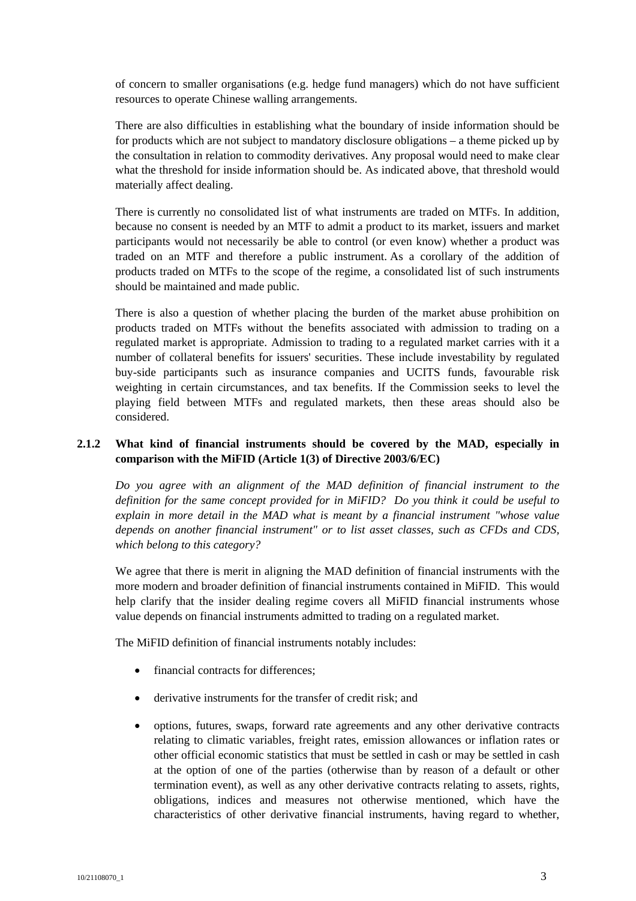of concern to smaller organisations (e.g. hedge fund managers) which do not have sufficient resources to operate Chinese walling arrangements.

There are also difficulties in establishing what the boundary of inside information should be for products which are not subject to mandatory disclosure obligations – a theme picked up by the consultation in relation to commodity derivatives. Any proposal would need to make clear what the threshold for inside information should be. As indicated above, that threshold would materially affect dealing.

There is currently no consolidated list of what instruments are traded on MTFs. In addition, because no consent is needed by an MTF to admit a product to its market, issuers and market participants would not necessarily be able to control (or even know) whether a product was traded on an MTF and therefore a public instrument. As a corollary of the addition of products traded on MTFs to the scope of the regime, a consolidated list of such instruments should be maintained and made public.

There is also a question of whether placing the burden of the market abuse prohibition on products traded on MTFs without the benefits associated with admission to trading on a regulated market is appropriate. Admission to trading to a regulated market carries with it a number of collateral benefits for issuers' securities. These include investability by regulated buy-side participants such as insurance companies and UCITS funds, favourable risk weighting in certain circumstances, and tax benefits. If the Commission seeks to level the playing field between MTFs and regulated markets, then these areas should also be considered.

### 2.1.2 What kind of financial instruments should be covered by the MAD, especially in comparison with the MiFID (Article 1(3) of Directive 2003/6/EC)

*Do you agree with an alignment of the MAD definition of financial instrument to the definition for the same concept provided for in MiFID? Do you think it could be useful to explain in more detail in the MAD what is meant by a financial instrument "whose value depends on another financial instrument" or to list asset classes, such as CFDs and CDS, which belong to this category?*

We agree that there is merit in aligning the MAD definition of financial instruments with the more modern and broader definition of financial instruments contained in MiFID. This would help clarify that the insider dealing regime covers all MiFID financial instruments whose value depends on financial instruments admitted to trading on a regulated market.

The MiFID definition of financial instruments notably includes:

- financial contracts for differences;
- derivative instruments for the transfer of credit risk; and
- options, futures, swaps, forward rate agreements and any other derivative contracts relating to climatic variables, freight rates, emission allowances or inflation rates or other official economic statistics that must be settled in cash or may be settled in cash at the option of one of the parties (otherwise than by reason of a default or other termination event), as well as any other derivative contracts relating to assets, rights, obligations, indices and measures not otherwise mentioned, which have the characteristics of other derivative financial instruments, having regard to whether,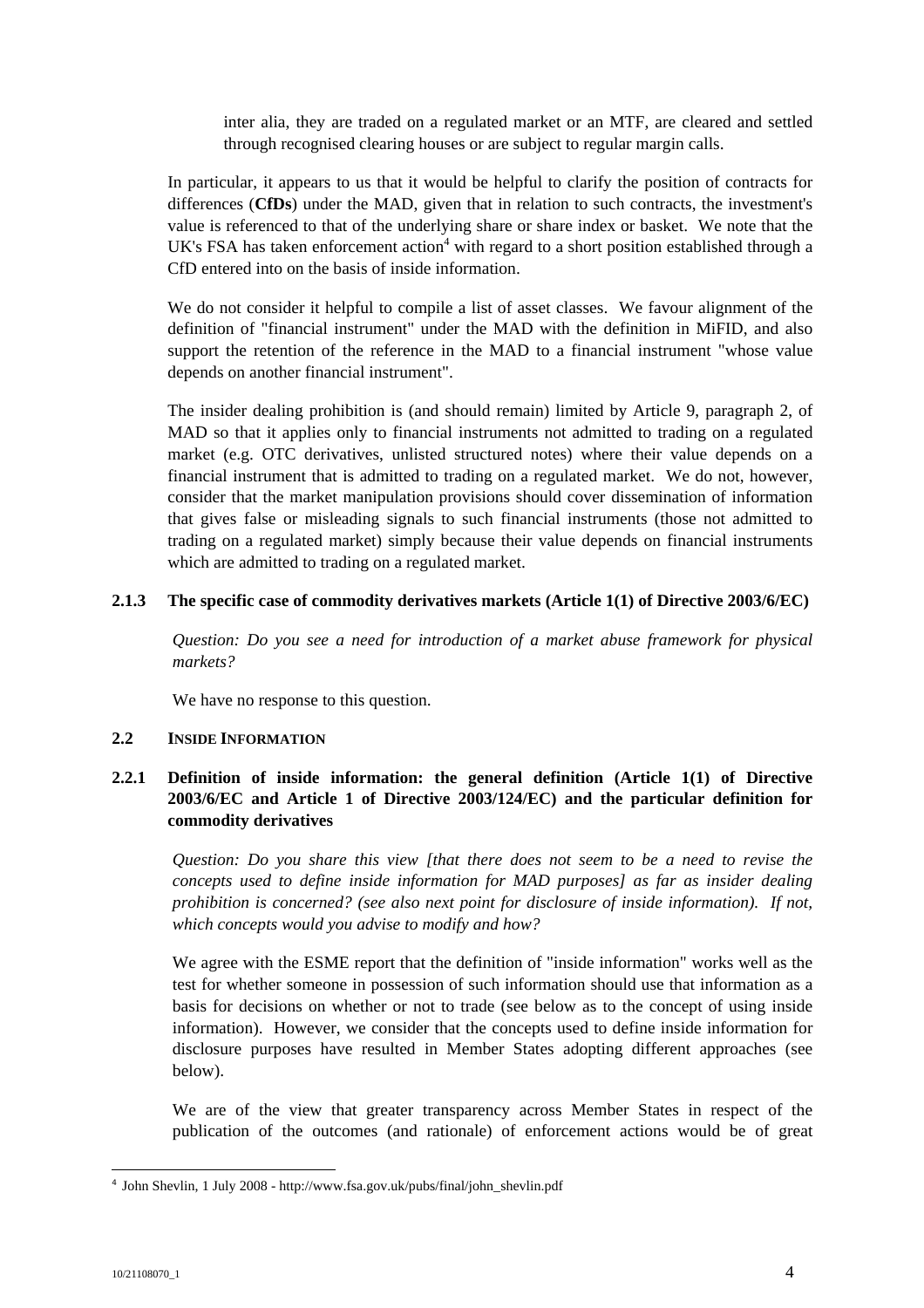inter alia, they are traded on a regulated market or an MTF, are cleared and settled through recognised clearing houses or are subject to regular margin calls.

In particular, it appears to us that it would be helpful to clarify the position of contracts for differences (**CfDs**) under the MAD, given that in relation to such contracts, the investment's value is referenced to that of the underlying share or share index or basket. We note that the UK's FSA has taken enforcement action[4] with regard to a short position established through a CfD entered into on the basis of inside information.

We do not consider it helpful to compile a list of asset classes. We favour alignment of the definition of "financial instrument" under the MAD with the definition in MiFID, and also support the retention of the reference in the MAD to a financial instrument "whose value depends on another financial instrument".

The insider dealing prohibition is (and should remain) limited by Article 9, paragraph 2, of MAD so that it applies only to financial instruments not admitted to trading on a regulated market (e.g. OTC derivatives, unlisted structured notes) where their value depends on a financial instrument that is admitted to trading on a regulated market. We do not, however, consider that the market manipulation provisions should cover dissemination of information that gives false or misleading signals to such financial instruments (those not admitted to trading on a regulated market) simply because their value depends on financial instruments which are admitted to trading on a regulated market.

### 2.1.3 The specific case of commodity derivatives markets (Article 1(1) of Directive 2003/6/EC)

*Question: Do you see a need for introduction of a market abuse framework for physical markets?*

We have no response to this question.

## 2.2 Inside Information

### 2.2.1 Definition of inside information: the general definition (Article 1(1) of Directive 2003/6/EC and Article 1 of Directive 2003/124/EC) and the particular definition for commodity derivatives

*Question: Do you share this view [that there does not seem to be a need to revise the concepts used to define inside information for MAD purposes] as far as insider dealing prohibition is concerned? (see also next point for disclosure of inside information). If not, which concepts would you advise to modify and how?*

We agree with the ESME report that the definition of "inside information" works well as the test for whether someone in possession of such information should use that information as a basis for decisions on whether or not to trade (see below as to the concept of using inside information). However, we consider that the concepts used to define inside information for disclosure purposes have resulted in Member States adopting different approaches (see below).

We are of the view that greater transparency across Member States in respect of the publication of the outcomes (and rationale) of enforcement actions would be of great

[4] John Shevlin, 1 July 2008 - http://www.fsa.gov.uk/pubs/final/john_shevlin.pdf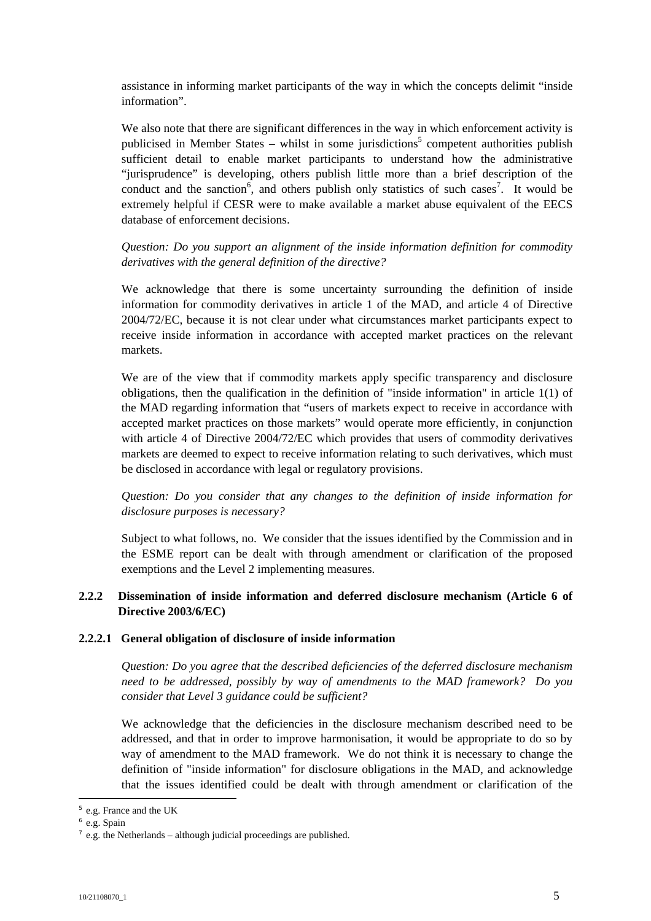assistance in informing market participants of the way in which the concepts delimit "inside information".

We also note that there are significant differences in the way in which enforcement activity is publicised in Member States – whilst in some jurisdictions[5] competent authorities publish sufficient detail to enable market participants to understand how the administrative "jurisprudence" is developing, others publish little more than a brief description of the conduct and the sanction[6], and others publish only statistics of such cases[7]. It would be extremely helpful if CESR were to make available a market abuse equivalent of the EECS database of enforcement decisions.

*Question: Do you support an alignment of the inside information definition for commodity derivatives with the general definition of the directive?*

We acknowledge that there is some uncertainty surrounding the definition of inside information for commodity derivatives in article 1 of the MAD, and article 4 of Directive 2004/72/EC, because it is not clear under what circumstances market participants expect to receive inside information in accordance with accepted market practices on the relevant markets.

We are of the view that if commodity markets apply specific transparency and disclosure obligations, then the qualification in the definition of "inside information" in article 1(1) of the MAD regarding information that "users of markets expect to receive in accordance with accepted market practices on those markets" would operate more efficiently, in conjunction with article 4 of Directive 2004/72/EC which provides that users of commodity derivatives markets are deemed to expect to receive information relating to such derivatives, which must be disclosed in accordance with legal or regulatory provisions.

*Question: Do you consider that any changes to the definition of inside information for disclosure purposes is necessary?*

Subject to what follows, no. We consider that the issues identified by the Commission and in the ESME report can be dealt with through amendment or clarification of the proposed exemptions and the Level 2 implementing measures.

### 2.2.2 Dissemination of inside information and deferred disclosure mechanism (Article 6 of Directive 2003/6/EC)

#### 2.2.2.1 General obligation of disclosure of inside information

*Question: Do you agree that the described deficiencies of the deferred disclosure mechanism need to be addressed, possibly by way of amendments to the MAD framework? Do you consider that Level 3 guidance could be sufficient?*

We acknowledge that the deficiencies in the disclosure mechanism described need to be addressed, and that in order to improve harmonisation, it would be appropriate to do so by way of amendment to the MAD framework. We do not think it is necessary to change the definition of "inside information" for disclosure obligations in the MAD, and acknowledge that the issues identified could be dealt with through amendment or clarification of the

---

[5] e.g. France and the UK

[6] e.g. Spain

[7] e.g. the Netherlands – although judicial proceedings are published.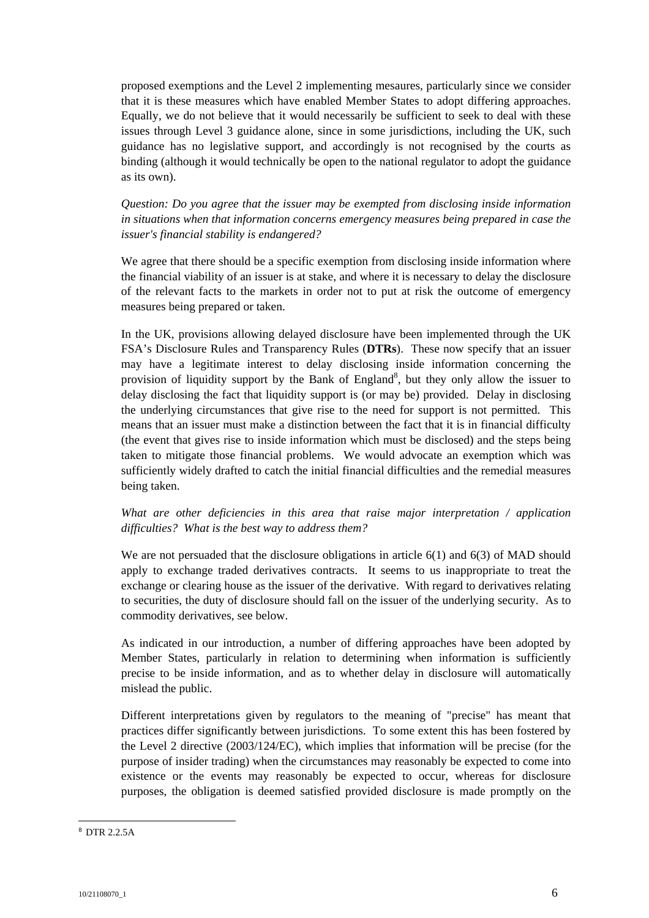proposed exemptions and the Level 2 implementing mesaures, particularly since we consider that it is these measures which have enabled Member States to adopt differing approaches. Equally, we do not believe that it would necessarily be sufficient to seek to deal with these issues through Level 3 guidance alone, since in some jurisdictions, including the UK, such guidance has no legislative support, and accordingly is not recognised by the courts as binding (although it would technically be open to the national regulator to adopt the guidance as its own).

*Question: Do you agree that the issuer may be exempted from disclosing inside information in situations when that information concerns emergency measures being prepared in case the issuer's financial stability is endangered?*

We agree that there should be a specific exemption from disclosing inside information where the financial viability of an issuer is at stake, and where it is necessary to delay the disclosure of the relevant facts to the markets in order not to put at risk the outcome of emergency measures being prepared or taken.

In the UK, provisions allowing delayed disclosure have been implemented through the UK FSA's Disclosure Rules and Transparency Rules (**DTRs**). These now specify that an issuer may have a legitimate interest to delay disclosing inside information concerning the provision of liquidity support by the Bank of England[8], but they only allow the issuer to delay disclosing the fact that liquidity support is (or may be) provided. Delay in disclosing the underlying circumstances that give rise to the need for support is not permitted. This means that an issuer must make a distinction between the fact that it is in financial difficulty (the event that gives rise to inside information which must be disclosed) and the steps being taken to mitigate those financial problems. We would advocate an exemption which was sufficiently widely drafted to catch the initial financial difficulties and the remedial measures being taken.

*What are other deficiencies in this area that raise major interpretation / application difficulties? What is the best way to address them?*

We are not persuaded that the disclosure obligations in article 6(1) and 6(3) of MAD should apply to exchange traded derivatives contracts. It seems to us inappropriate to treat the exchange or clearing house as the issuer of the derivative. With regard to derivatives relating to securities, the duty of disclosure should fall on the issuer of the underlying security. As to commodity derivatives, see below.

As indicated in our introduction, a number of differing approaches have been adopted by Member States, particularly in relation to determining when information is sufficiently precise to be inside information, and as to whether delay in disclosure will automatically mislead the public.

Different interpretations given by regulators to the meaning of "precise" has meant that practices differ significantly between jurisdictions. To some extent this has been fostered by the Level 2 directive (2003/124/EC), which implies that information will be precise (for the purpose of insider trading) when the circumstances may reasonably be expected to come into existence or the events may reasonably be expected to occur, whereas for disclosure purposes, the obligation is deemed satisfied provided disclosure is made promptly on the

[8] DTR 2.2.5A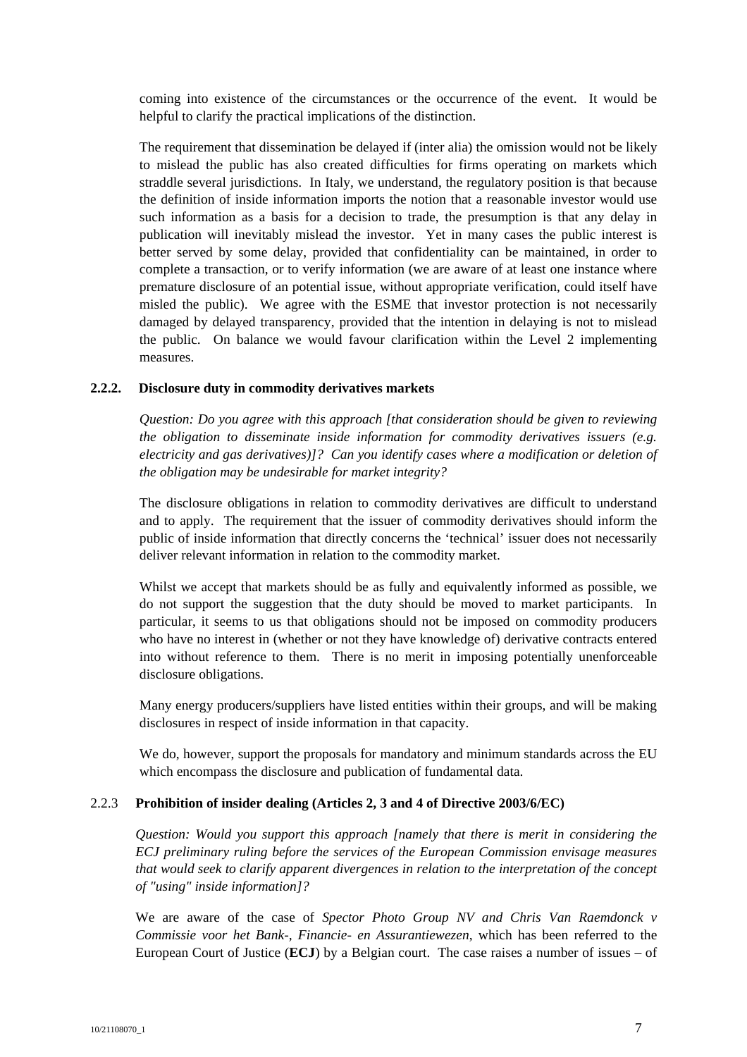coming into existence of the circumstances or the occurrence of the event. It would be helpful to clarify the practical implications of the distinction.

The requirement that dissemination be delayed if (inter alia) the omission would not be likely to mislead the public has also created difficulties for firms operating on markets which straddle several jurisdictions. In Italy, we understand, the regulatory position is that because the definition of inside information imports the notion that a reasonable investor would use such information as a basis for a decision to trade, the presumption is that any delay in publication will inevitably mislead the investor. Yet in many cases the public interest is better served by some delay, provided that confidentiality can be maintained, in order to complete a transaction, or to verify information (we are aware of at least one instance where premature disclosure of an potential issue, without appropriate verification, could itself have misled the public). We agree with the ESME that investor protection is not necessarily damaged by delayed transparency, provided that the intention in delaying is not to mislead the public. On balance we would favour clarification within the Level 2 implementing measures.

### 2.2.2. Disclosure duty in commodity derivatives markets

*Question: Do you agree with this approach [that consideration should be given to reviewing the obligation to disseminate inside information for commodity derivatives issuers (e.g. electricity and gas derivatives)]? Can you identify cases where a modification or deletion of the obligation may be undesirable for market integrity?*

The disclosure obligations in relation to commodity derivatives are difficult to understand and to apply. The requirement that the issuer of commodity derivatives should inform the public of inside information that directly concerns the 'technical' issuer does not necessarily deliver relevant information in relation to the commodity market.

Whilst we accept that markets should be as fully and equivalently informed as possible, we do not support the suggestion that the duty should be moved to market participants. In particular, it seems to us that obligations should not be imposed on commodity producers who have no interest in (whether or not they have knowledge of) derivative contracts entered into without reference to them. There is no merit in imposing potentially unenforceable disclosure obligations.

Many energy producers/suppliers have listed entities within their groups, and will be making disclosures in respect of inside information in that capacity.

We do, however, support the proposals for mandatory and minimum standards across the EU which encompass the disclosure and publication of fundamental data.

### 2.2.3 Prohibition of insider dealing (Articles 2, 3 and 4 of Directive 2003/6/EC)

*Question: Would you support this approach [namely that there is merit in considering the ECJ preliminary ruling before the services of the European Commission envisage measures that would seek to clarify apparent divergences in relation to the interpretation of the concept of "using" inside information]?*

We are aware of the case of *Spector Photo Group NV and Chris Van Raemdonck v Commissie voor het Bank-, Financie- en Assurantiewezen*, which has been referred to the European Court of Justice (**ECJ**) by a Belgian court. The case raises a number of issues – of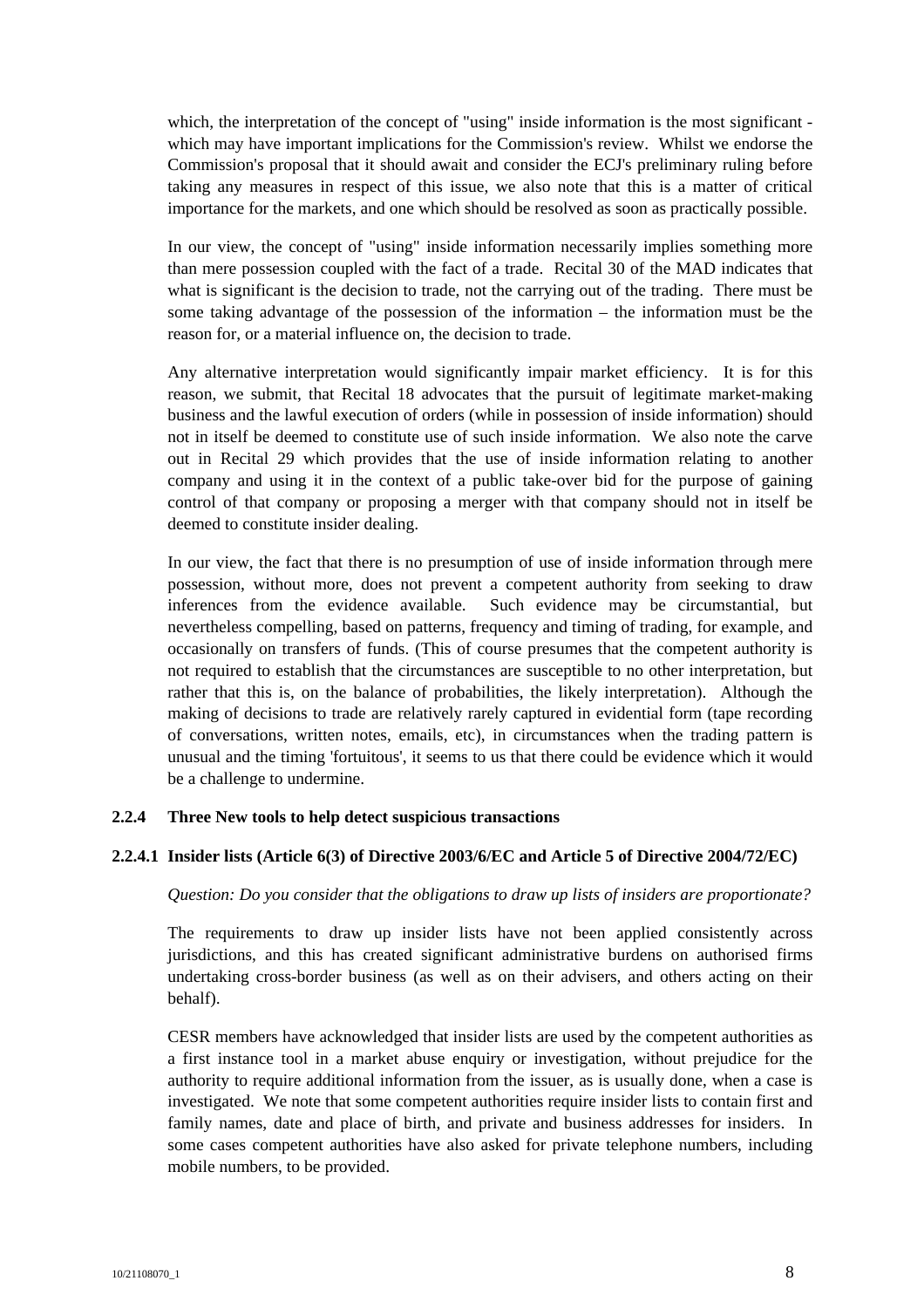which, the interpretation of the concept of "using" inside information is the most significant - which may have important implications for the Commission's review. Whilst we endorse the Commission's proposal that it should await and consider the ECJ's preliminary ruling before taking any measures in respect of this issue, we also note that this is a matter of critical importance for the markets, and one which should be resolved as soon as practically possible.

In our view, the concept of "using" inside information necessarily implies something more than mere possession coupled with the fact of a trade. Recital 30 of the MAD indicates that what is significant is the decision to trade, not the carrying out of the trading. There must be some taking advantage of the possession of the information – the information must be the reason for, or a material influence on, the decision to trade.

Any alternative interpretation would significantly impair market efficiency. It is for this reason, we submit, that Recital 18 advocates that the pursuit of legitimate market-making business and the lawful execution of orders (while in possession of inside information) should not in itself be deemed to constitute use of such inside information. We also note the carve out in Recital 29 which provides that the use of inside information relating to another company and using it in the context of a public take-over bid for the purpose of gaining control of that company or proposing a merger with that company should not in itself be deemed to constitute insider dealing.

In our view, the fact that there is no presumption of use of inside information through mere possession, without more, does not prevent a competent authority from seeking to draw inferences from the evidence available. Such evidence may be circumstantial, but nevertheless compelling, based on patterns, frequency and timing of trading, for example, and occasionally on transfers of funds. (This of course presumes that the competent authority is not required to establish that the circumstances are susceptible to no other interpretation, but rather that this is, on the balance of probabilities, the likely interpretation). Although the making of decisions to trade are relatively rarely captured in evidential form (tape recording of conversations, written notes, emails, etc), in circumstances when the trading pattern is unusual and the timing 'fortuitous', it seems to us that there could be evidence which it would be a challenge to undermine.

#### 2.2.4 Three New tools to help detect suspicious transactions

##### 2.2.4.1 Insider lists (Article 6(3) of Directive 2003/6/EC and Article 5 of Directive 2004/72/EC)

*Question: Do you consider that the obligations to draw up lists of insiders are proportionate?*

The requirements to draw up insider lists have not been applied consistently across jurisdictions, and this has created significant administrative burdens on authorised firms undertaking cross-border business (as well as on their advisers, and others acting on their behalf).

CESR members have acknowledged that insider lists are used by the competent authorities as a first instance tool in a market abuse enquiry or investigation, without prejudice for the authority to require additional information from the issuer, as is usually done, when a case is investigated. We note that some competent authorities require insider lists to contain first and family names, date and place of birth, and private and business addresses for insiders. In some cases competent authorities have also asked for private telephone numbers, including mobile numbers, to be provided.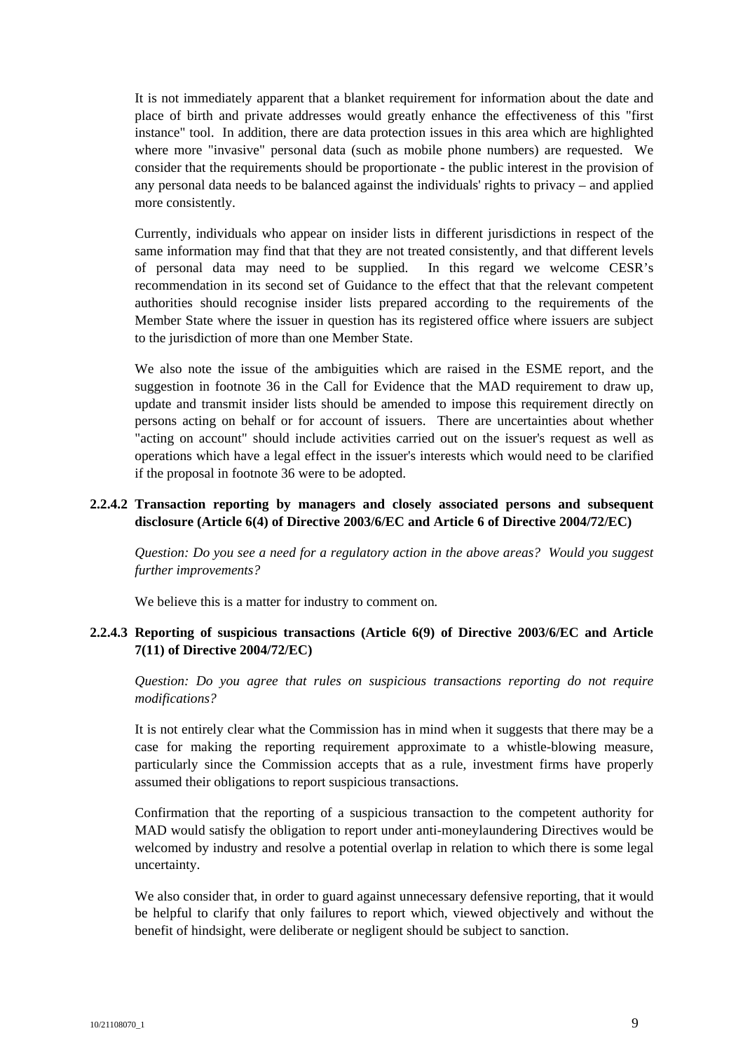It is not immediately apparent that a blanket requirement for information about the date and place of birth and private addresses would greatly enhance the effectiveness of this "first instance" tool. In addition, there are data protection issues in this area which are highlighted where more "invasive" personal data (such as mobile phone numbers) are requested. We consider that the requirements should be proportionate - the public interest in the provision of any personal data needs to be balanced against the individuals' rights to privacy – and applied more consistently.

Currently, individuals who appear on insider lists in different jurisdictions in respect of the same information may find that that they are not treated consistently, and that different levels of personal data may need to be supplied. In this regard we welcome CESR's recommendation in its second set of Guidance to the effect that that the relevant competent authorities should recognise insider lists prepared according to the requirements of the Member State where the issuer in question has its registered office where issuers are subject to the jurisdiction of more than one Member State.

We also note the issue of the ambiguities which are raised in the ESME report, and the suggestion in footnote 36 in the Call for Evidence that the MAD requirement to draw up, update and transmit insider lists should be amended to impose this requirement directly on persons acting on behalf or for account of issuers. There are uncertainties about whether "acting on account" should include activities carried out on the issuer's request as well as operations which have a legal effect in the issuer's interests which would need to be clarified if the proposal in footnote 36 were to be adopted.

### 2.2.4.2 Transaction reporting by managers and closely associated persons and subsequent disclosure (Article 6(4) of Directive 2003/6/EC and Article 6 of Directive 2004/72/EC)

*Question: Do you see a need for a regulatory action in the above areas? Would you suggest further improvements?*

We believe this is a matter for industry to comment on.

### 2.2.4.3 Reporting of suspicious transactions (Article 6(9) of Directive 2003/6/EC and Article 7(11) of Directive 2004/72/EC)

*Question: Do you agree that rules on suspicious transactions reporting do not require modifications?*

It is not entirely clear what the Commission has in mind when it suggests that there may be a case for making the reporting requirement approximate to a whistle-blowing measure, particularly since the Commission accepts that as a rule, investment firms have properly assumed their obligations to report suspicious transactions.

Confirmation that the reporting of a suspicious transaction to the competent authority for MAD would satisfy the obligation to report under anti-moneylaundering Directives would be welcomed by industry and resolve a potential overlap in relation to which there is some legal uncertainty.

We also consider that, in order to guard against unnecessary defensive reporting, that it would be helpful to clarify that only failures to report which, viewed objectively and without the benefit of hindsight, were deliberate or negligent should be subject to sanction.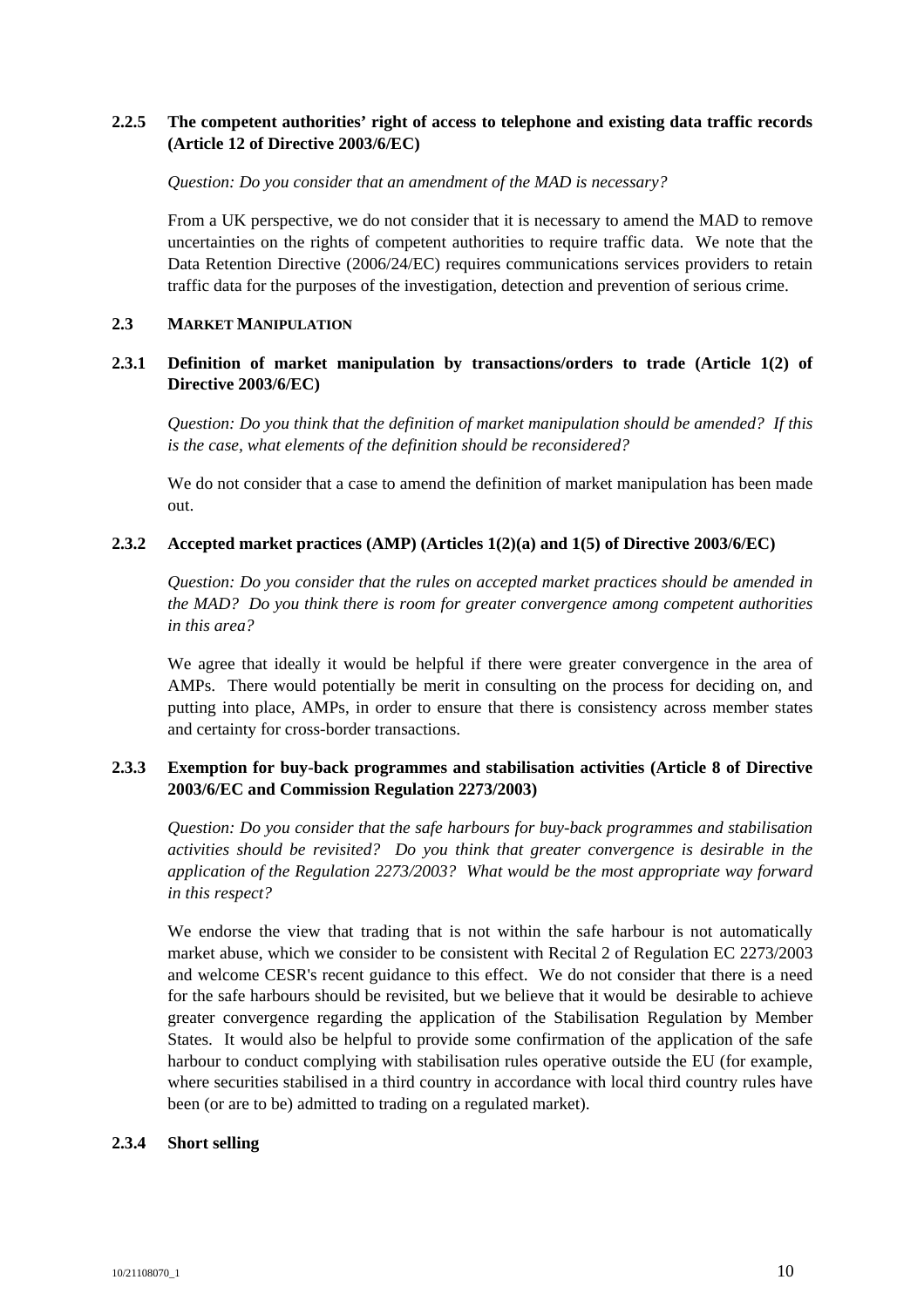### 2.2.5 The competent authorities' right of access to telephone and existing data traffic records (Article 12 of Directive 2003/6/EC)

*Question: Do you consider that an amendment of the MAD is necessary?*

From a UK perspective, we do not consider that it is necessary to amend the MAD to remove uncertainties on the rights of competent authorities to require traffic data. We note that the Data Retention Directive (2006/24/EC) requires communications services providers to retain traffic data for the purposes of the investigation, detection and prevention of serious crime.

## 2.3 MARKET MANIPULATION

### 2.3.1 Definition of market manipulation by transactions/orders to trade (Article 1(2) of Directive 2003/6/EC)

*Question: Do you think that the definition of market manipulation should be amended? If this is the case, what elements of the definition should be reconsidered?*

We do not consider that a case to amend the definition of market manipulation has been made out.

### 2.3.2 Accepted market practices (AMP) (Articles 1(2)(a) and 1(5) of Directive 2003/6/EC)

*Question: Do you consider that the rules on accepted market practices should be amended in the MAD? Do you think there is room for greater convergence among competent authorities in this area?*

We agree that ideally it would be helpful if there were greater convergence in the area of AMPs. There would potentially be merit in consulting on the process for deciding on, and putting into place, AMPs, in order to ensure that there is consistency across member states and certainty for cross-border transactions.

### 2.3.3 Exemption for buy-back programmes and stabilisation activities (Article 8 of Directive 2003/6/EC and Commission Regulation 2273/2003)

*Question: Do you consider that the safe harbours for buy-back programmes and stabilisation activities should be revisited? Do you think that greater convergence is desirable in the application of the Regulation 2273/2003? What would be the most appropriate way forward in this respect?*

We endorse the view that trading that is not within the safe harbour is not automatically market abuse, which we consider to be consistent with Recital 2 of Regulation EC 2273/2003 and welcome CESR's recent guidance to this effect. We do not consider that there is a need for the safe harbours should be revisited, but we believe that it would be desirable to achieve greater convergence regarding the application of the Stabilisation Regulation by Member States. It would also be helpful to provide some confirmation of the application of the safe harbour to conduct complying with stabilisation rules operative outside the EU (for example, where securities stabilised in a third country in accordance with local third country rules have been (or are to be) admitted to trading on a regulated market).

### 2.3.4 Short selling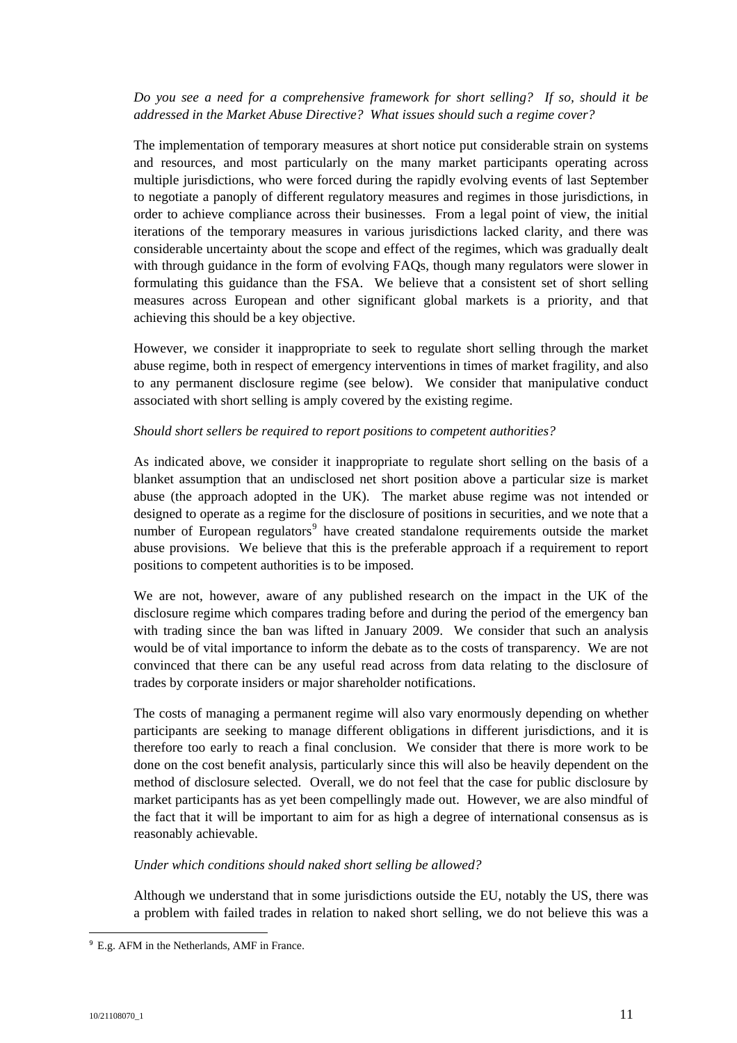*Do you see a need for a comprehensive framework for short selling? If so, should it be addressed in the Market Abuse Directive? What issues should such a regime cover?*

The implementation of temporary measures at short notice put considerable strain on systems and resources, and most particularly on the many market participants operating across multiple jurisdictions, who were forced during the rapidly evolving events of last September to negotiate a panoply of different regulatory measures and regimes in those jurisdictions, in order to achieve compliance across their businesses. From a legal point of view, the initial iterations of the temporary measures in various jurisdictions lacked clarity, and there was considerable uncertainty about the scope and effect of the regimes, which was gradually dealt with through guidance in the form of evolving FAQs, though many regulators were slower in formulating this guidance than the FSA. We believe that a consistent set of short selling measures across European and other significant global markets is a priority, and that achieving this should be a key objective.

However, we consider it inappropriate to seek to regulate short selling through the market abuse regime, both in respect of emergency interventions in times of market fragility, and also to any permanent disclosure regime (see below). We consider that manipulative conduct associated with short selling is amply covered by the existing regime.

*Should short sellers be required to report positions to competent authorities?*

As indicated above, we consider it inappropriate to regulate short selling on the basis of a blanket assumption that an undisclosed net short position above a particular size is market abuse (the approach adopted in the UK). The market abuse regime was not intended or designed to operate as a regime for the disclosure of positions in securities, and we note that a number of European regulators[9] have created standalone requirements outside the market abuse provisions. We believe that this is the preferable approach if a requirement to report positions to competent authorities is to be imposed.

We are not, however, aware of any published research on the impact in the UK of the disclosure regime which compares trading before and during the period of the emergency ban with trading since the ban was lifted in January 2009. We consider that such an analysis would be of vital importance to inform the debate as to the costs of transparency. We are not convinced that there can be any useful read across from data relating to the disclosure of trades by corporate insiders or major shareholder notifications.

The costs of managing a permanent regime will also vary enormously depending on whether participants are seeking to manage different obligations in different jurisdictions, and it is therefore too early to reach a final conclusion. We consider that there is more work to be done on the cost benefit analysis, particularly since this will also be heavily dependent on the method of disclosure selected. Overall, we do not feel that the case for public disclosure by market participants has as yet been compellingly made out. However, we are also mindful of the fact that it will be important to aim for as high a degree of international consensus as is reasonably achievable.

*Under which conditions should naked short selling be allowed?*

Although we understand that in some jurisdictions outside the EU, notably the US, there was a problem with failed trades in relation to naked short selling, we do not believe this was a

[9] E.g. AFM in the Netherlands, AMF in France.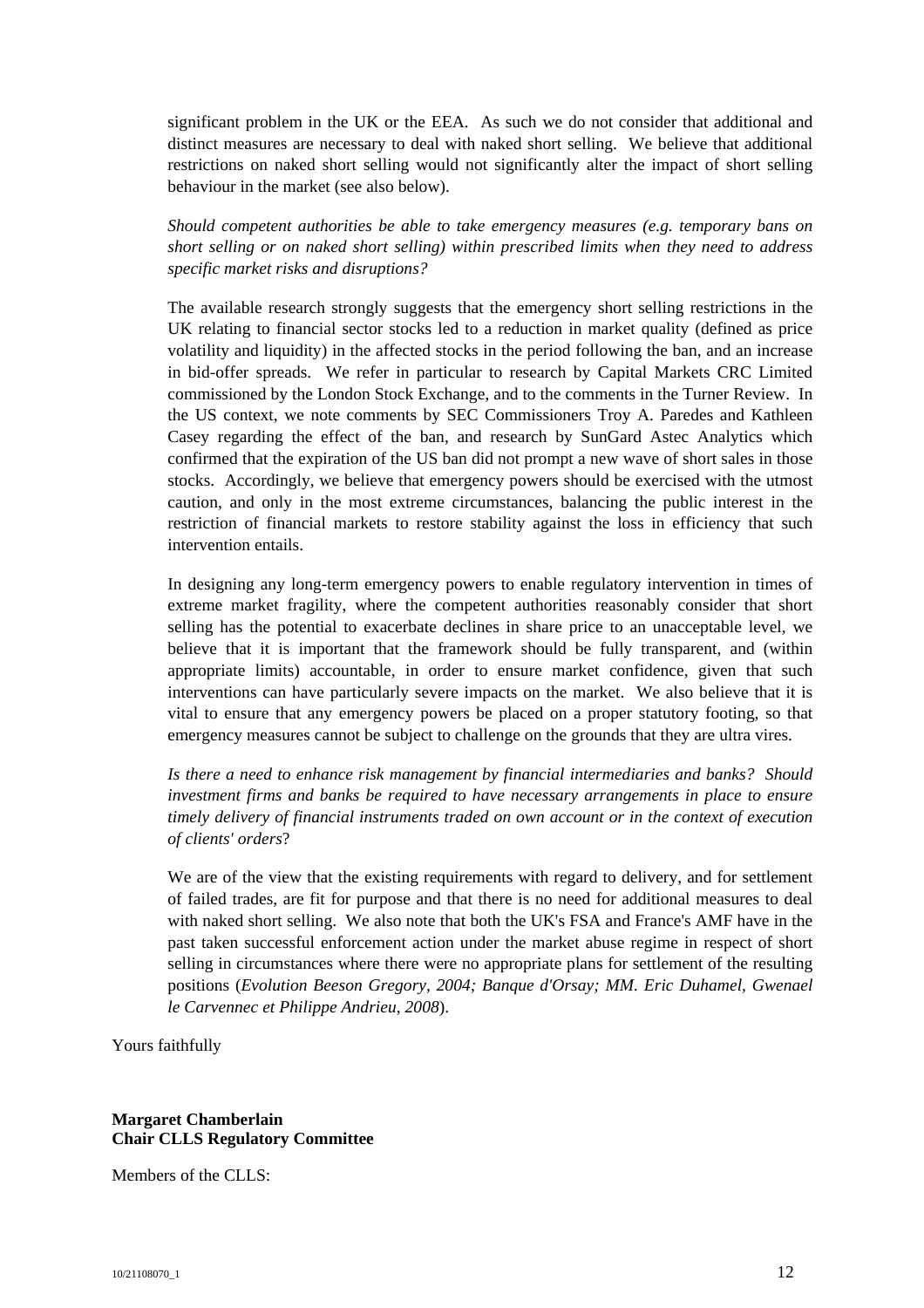significant problem in the UK or the EEA. As such we do not consider that additional and distinct measures are necessary to deal with naked short selling. We believe that additional restrictions on naked short selling would not significantly alter the impact of short selling behaviour in the market (see also below).

*Should competent authorities be able to take emergency measures (e.g. temporary bans on short selling or on naked short selling) within prescribed limits when they need to address specific market risks and disruptions?*

The available research strongly suggests that the emergency short selling restrictions in the UK relating to financial sector stocks led to a reduction in market quality (defined as price volatility and liquidity) in the affected stocks in the period following the ban, and an increase in bid-offer spreads. We refer in particular to research by Capital Markets CRC Limited commissioned by the London Stock Exchange, and to the comments in the Turner Review. In the US context, we note comments by SEC Commissioners Troy A. Paredes and Kathleen Casey regarding the effect of the ban, and research by SunGard Astec Analytics which confirmed that the expiration of the US ban did not prompt a new wave of short sales in those stocks. Accordingly, we believe that emergency powers should be exercised with the utmost caution, and only in the most extreme circumstances, balancing the public interest in the restriction of financial markets to restore stability against the loss in efficiency that such intervention entails.

In designing any long-term emergency powers to enable regulatory intervention in times of extreme market fragility, where the competent authorities reasonably consider that short selling has the potential to exacerbate declines in share price to an unacceptable level, we believe that it is important that the framework should be fully transparent, and (within appropriate limits) accountable, in order to ensure market confidence, given that such interventions can have particularly severe impacts on the market. We also believe that it is vital to ensure that any emergency powers be placed on a proper statutory footing, so that emergency measures cannot be subject to challenge on the grounds that they are ultra vires.

*Is there a need to enhance risk management by financial intermediaries and banks? Should investment firms and banks be required to have necessary arrangements in place to ensure timely delivery of financial instruments traded on own account or in the context of execution of clients' orders*?

We are of the view that the existing requirements with regard to delivery, and for settlement of failed trades, are fit for purpose and that there is no need for additional measures to deal with naked short selling. We also note that both the UK's FSA and France's AMF have in the past taken successful enforcement action under the market abuse regime in respect of short selling in circumstances where there were no appropriate plans for settlement of the resulting positions (*Evolution Beeson Gregory, 2004; Banque d'Orsay; MM. Eric Duhamel, Gwenael le Carvennec et Philippe Andrieu, 2008*).

Yours faithfully

**Margaret Chamberlain**
**Chair CLLS Regulatory Committee**

Members of the CLLS: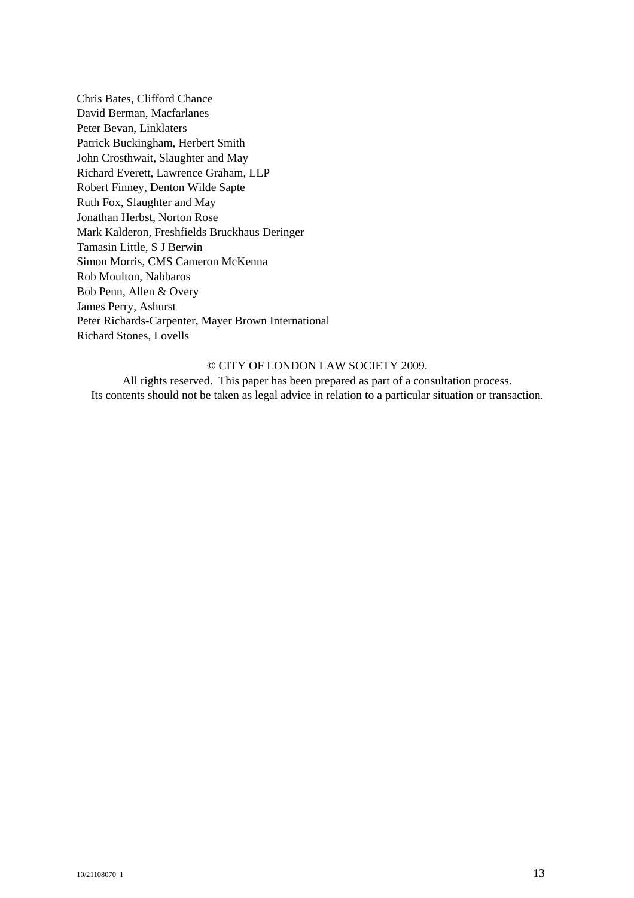Chris Bates, Clifford Chance
David Berman, Macfarlanes
Peter Bevan, Linklaters
Patrick Buckingham, Herbert Smith
John Crosthwait, Slaughter and May
Richard Everett, Lawrence Graham, LLP
Robert Finney, Denton Wilde Sapte
Ruth Fox, Slaughter and May
Jonathan Herbst, Norton Rose
Mark Kalderon, Freshfields Bruckhaus Deringer
Tamasin Little, S J Berwin
Simon Morris, CMS Cameron McKenna
Rob Moulton, Nabbaros
Bob Penn, Allen & Overy
James Perry, Ashurst
Peter Richards-Carpenter, Mayer Brown International
Richard Stones, Lovells

© CITY OF LONDON LAW SOCIETY 2009.

All rights reserved. This paper has been prepared as part of a consultation process. Its contents should not be taken as legal advice in relation to a particular situation or transaction.

10/21108070_1